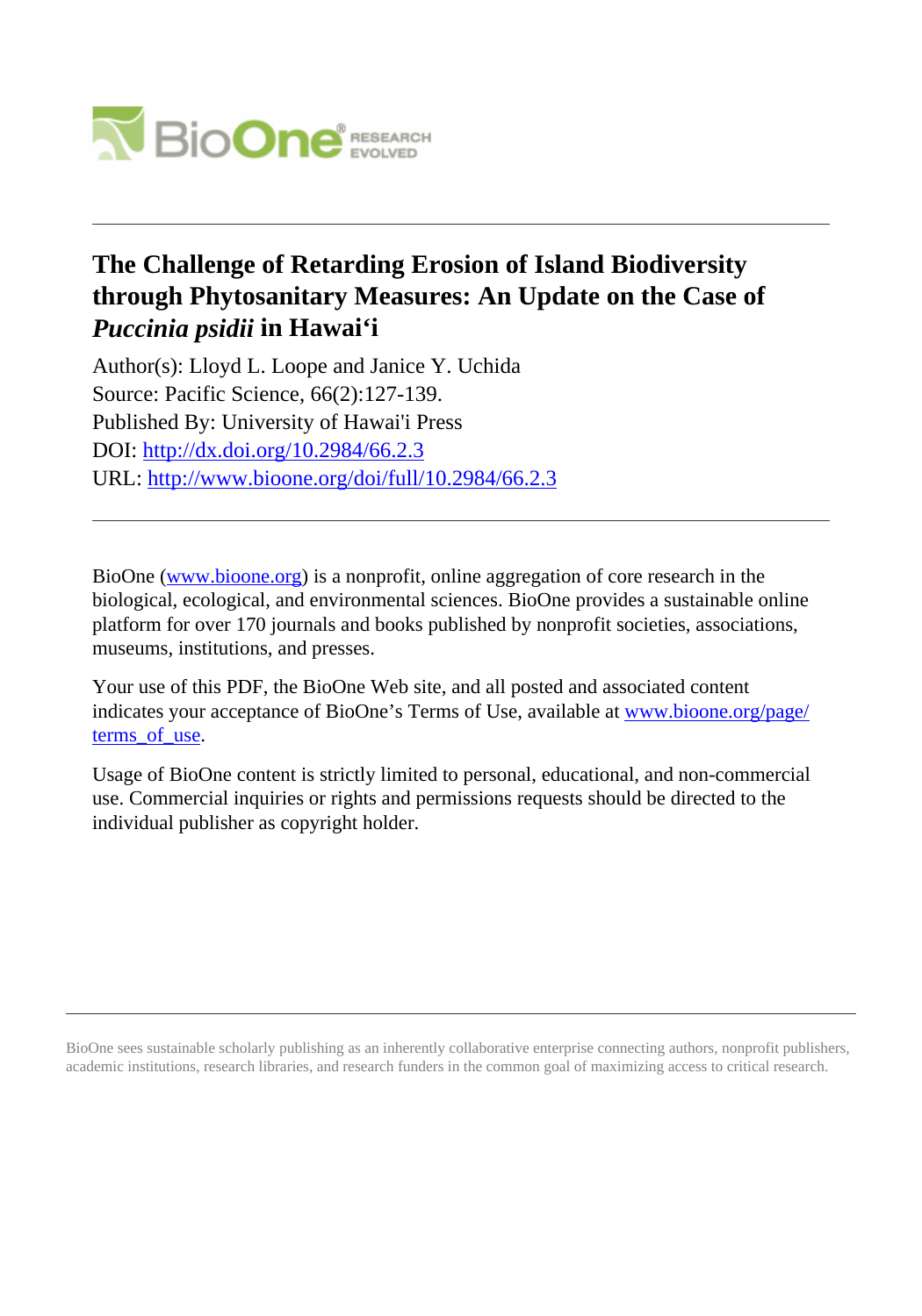# The Challenge of Retarding Erosion of Island Biodiversity through Phytosanitary Measures: An Update on the Case of *Puccinia psidii* in Hawai‘i

Author(s): Lloyd L. Loope and Janice Y. Uchida

Source: Pacific Science, 66(2):127-139.

Published By: University of Hawai'i Press

DOI: http://dx.doi.org/10.2984/66.2.3

URL: http://www.bioone.org/doi/full/10.2984/66.2.3

---

BioOne (www.bioone.org) is a nonprofit, online aggregation of core research in the biological, ecological, and environmental sciences. BioOne provides a sustainable online platform for over 170 journals and books published by nonprofit societies, associations, museums, institutions, and presses.

Your use of this PDF, the BioOne Web site, and all posted and associated content indicates your acceptance of BioOne's Terms of Use, available at www.bioone.org/page/terms_of_use.

Usage of BioOne content is strictly limited to personal, educational, and non-commercial use. Commercial inquiries or rights and permissions requests should be directed to the individual publisher as copyright holder.

---

BioOne sees sustainable scholarly publishing as an inherently collaborative enterprise connecting authors, nonprofit publishers, academic institutions, research libraries, and research funders in the common goal of maximizing access to critical research.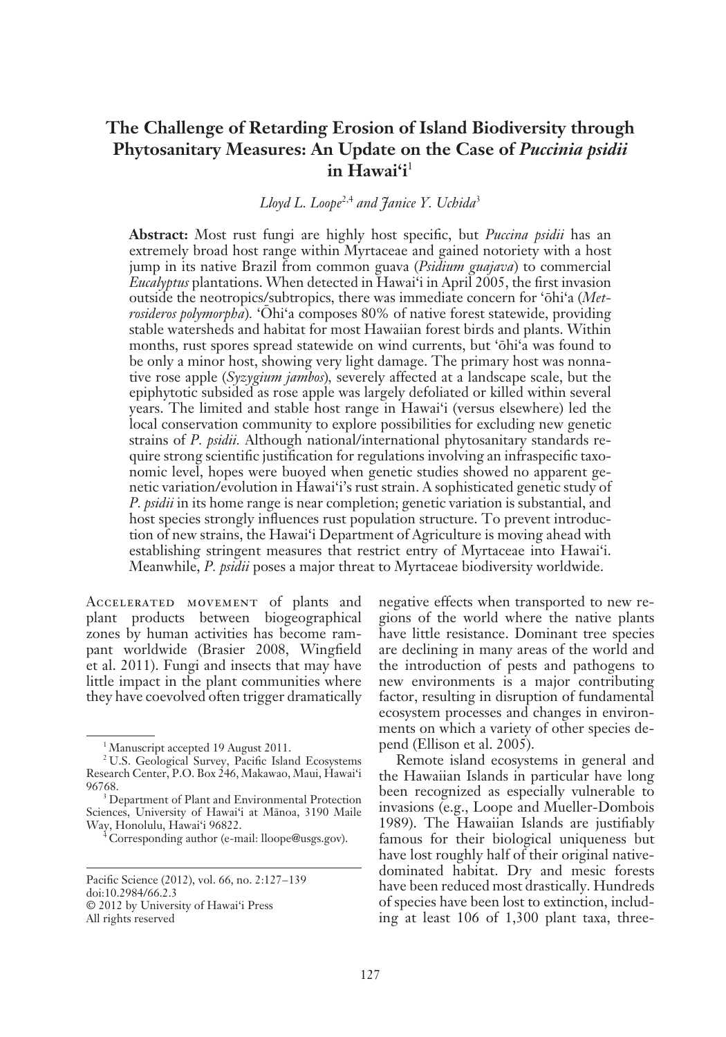# The Challenge of Retarding Erosion of Island Biodiversity through Phytosanitary Measures: An Update on the Case of *Puccinia psidii* in Hawai'i[1]

*Lloyd L. Loope[2,4] and Janice Y. Uchida[3]*

**Abstract:** Most rust fungi are highly host specific, but *Puccina psidii* has an extremely broad host range within Myrtaceae and gained notoriety with a host jump in its native Brazil from common guava (*Psidium guajava*) to commercial *Eucalyptus* plantations. When detected in Hawai'i in April 2005, the first invasion outside the neotropics/subtropics, there was immediate concern for 'ōhi'a (*Metrosideros polymorpha*). 'Ōhi'a composes 80% of native forest statewide, providing stable watersheds and habitat for most Hawaiian forest birds and plants. Within months, rust spores spread statewide on wind currents, but 'ōhi'a was found to be only a minor host, showing very light damage. The primary host was nonnative rose apple (*Syzygium jambos*), severely affected at a landscape scale, but the epiphytotic subsided as rose apple was largely defoliated or killed within several years. The limited and stable host range in Hawai'i (versus elsewhere) led the local conservation community to explore possibilities for excluding new genetic strains of *P. psidii*. Although national/international phytosanitary standards require strong scientific justification for regulations involving an infraspecific taxonomic level, hopes were buoyed when genetic studies showed no apparent genetic variation/evolution in Hawai'i's rust strain. A sophisticated genetic study of *P. psidii* in its home range is near completion; genetic variation is substantial, and host species strongly influences rust population structure. To prevent introduction of new strains, the Hawai'i Department of Agriculture is moving ahead with establishing stringent measures that restrict entry of Myrtaceae into Hawai'i. Meanwhile, *P. psidii* poses a major threat to Myrtaceae biodiversity worldwide.

Accelerated movement of plants and plant products between biogeographical zones by human activities has become rampant worldwide (Brasier 2008, Wingfield et al. 2011). Fungi and insects that may have little impact in the plant communities where they have coevolved often trigger dramatically negative effects when transported to new regions of the world where the native plants have little resistance. Dominant tree species are declining in many areas of the world and the introduction of pests and pathogens to new environments is a major contributing factor, resulting in disruption of fundamental ecosystem processes and changes in environments on which a variety of other species depend (Ellison et al. 2005).

Remote island ecosystems in general and the Hawaiian Islands in particular have long been recognized as especially vulnerable to invasions (e.g., Loope and Mueller-Dombois 1989). The Hawaiian Islands are justifiably famous for their biological uniqueness but have lost roughly half of their original native-dominated habitat. Dry and mesic forests have been reduced most drastically. Hundreds of species have been lost to extinction, including at least 106 of 1,300 plant taxa, three-

[1] Manuscript accepted 19 August 2011.

[2] U.S. Geological Survey, Pacific Island Ecosystems Research Center, P.O. Box 246, Makawao, Maui, Hawai'i 96768.

[3] Department of Plant and Environmental Protection Sciences, University of Hawai'i at Mānoa, 3190 Maile Way, Honolulu, Hawai'i 96822.

[4] Corresponding author (e-mail: lloope@usgs.gov).

Pacific Science (2012), vol. 66, no. 2:127–139
doi:10.2984/66.2.3
© 2012 by University of Hawai'i Press
All rights reserved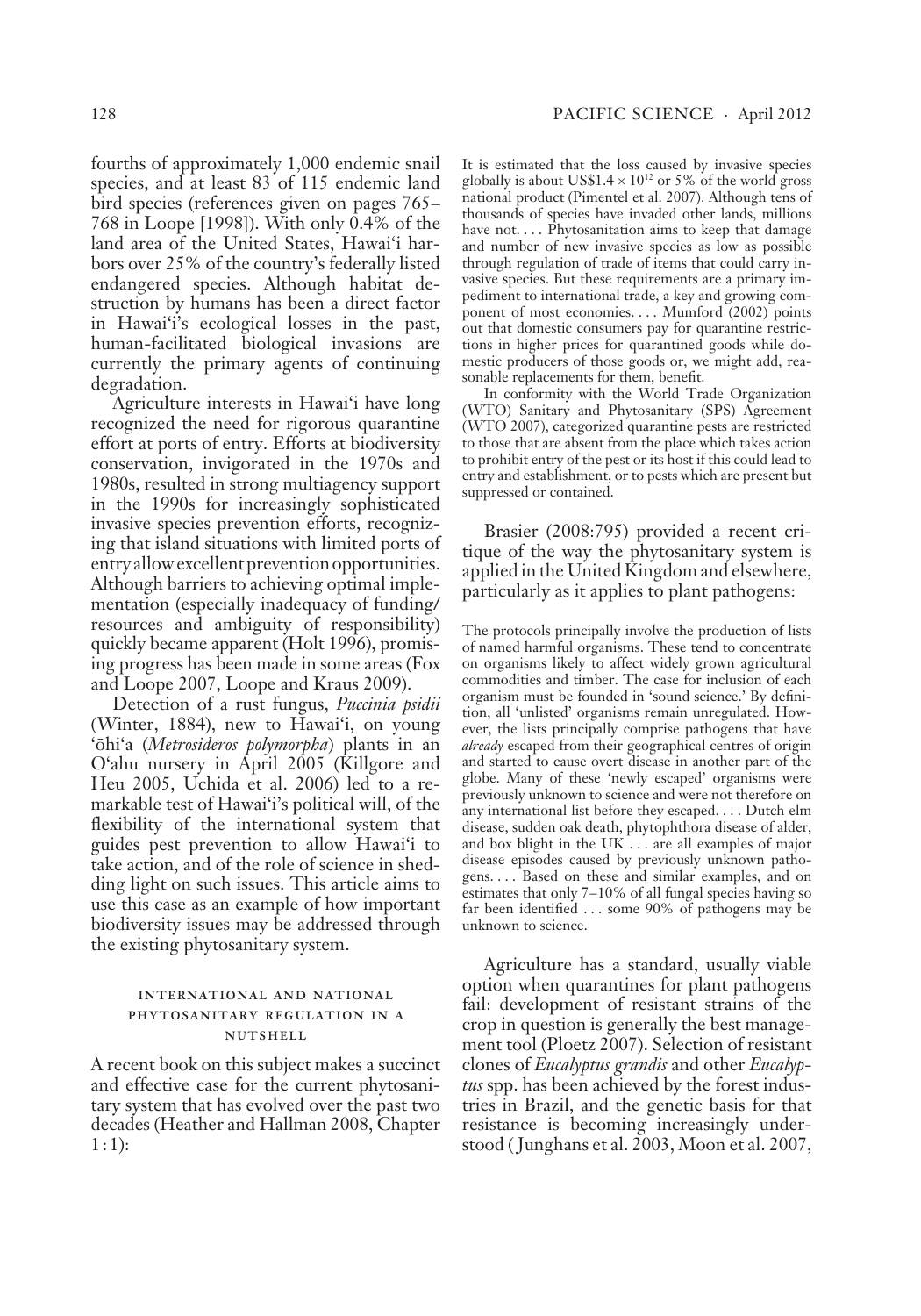fourths of approximately 1,000 endemic snail species, and at least 83 of 115 endemic land bird species (references given on pages 765–768 in Loope [1998]). With only 0.4% of the land area of the United States, Hawai'i harbors over 25% of the country's federally listed endangered species. Although habitat destruction by humans has been a direct factor in Hawai'i's ecological losses in the past, human-facilitated biological invasions are currently the primary agents of continuing degradation.

Agriculture interests in Hawai'i have long recognized the need for rigorous quarantine effort at ports of entry. Efforts at biodiversity conservation, invigorated in the 1970s and 1980s, resulted in strong multiagency support in the 1990s for increasingly sophisticated invasive species prevention efforts, recognizing that island situations with limited ports of entry allow excellent prevention opportunities. Although barriers to achieving optimal implementation (especially inadequacy of funding/resources and ambiguity of responsibility) quickly became apparent (Holt 1996), promising progress has been made in some areas (Fox and Loope 2007, Loope and Kraus 2009).

Detection of a rust fungus, *Puccinia psidii* (Winter, 1884), new to Hawai'i, on young 'ōhi'a (*Metrosideros polymorpha*) plants in an O'ahu nursery in April 2005 (Killgore and Heu 2005, Uchida et al. 2006) led to a remarkable test of Hawai'i's political will, of the flexibility of the international system that guides pest prevention to allow Hawai'i to take action, and of the role of science in shedding light on such issues. This article aims to use this case as an example of how important biodiversity issues may be addressed through the existing phytosanitary system.

## International and National Phytosanitary Regulation in a Nutshell

A recent book on this subject makes a succinct and effective case for the current phytosanitary system that has evolved over the past two decades (Heather and Hallman 2008, Chapter 1 : 1):

> It is estimated that the loss caused by invasive species globally is about US$1.4 × $10^{12}$ or 5% of the world gross national product (Pimentel et al. 2007). Although tens of thousands of species have invaded other lands, millions have not. . . . Phytosanitation aims to keep that damage and number of new invasive species as low as possible through regulation of trade of items that could carry invasive species. But these requirements are a primary impediment to international trade, a key and growing component of most economies. . . . Mumford (2002) points out that domestic consumers pay for quarantine restrictions in higher prices for quarantined goods while domestic producers of those goods or, we might add, reasonable replacements for them, benefit.
>
> In conformity with the World Trade Organization (WTO) Sanitary and Phytosanitary (SPS) Agreement (WTO 2007), categorized quarantine pests are restricted to those that are absent from the place which takes action to prohibit entry of the pest or its host if this could lead to entry and establishment, or to pests which are present but suppressed or contained.

Brasier (2008:795) provided a recent critique of the way the phytosanitary system is applied in the United Kingdom and elsewhere, particularly as it applies to plant pathogens:

> The protocols principally involve the production of lists of named harmful organisms. These tend to concentrate on organisms likely to affect widely grown agricultural commodities and timber. The case for inclusion of each organism must be founded in 'sound science.' By definition, all 'unlisted' organisms remain unregulated. However, the lists principally comprise pathogens that have *already* escaped from their geographical centres of origin and started to cause overt disease in another part of the globe. Many of these 'newly escaped' organisms were previously unknown to science and were not therefore on any international list before they escaped. . . . Dutch elm disease, sudden oak death, phytophthora disease of alder, and box blight in the UK . . . are all examples of major disease episodes caused by previously unknown pathogens. . . . Based on these and similar examples, and on estimates that only 7–10% of all fungal species having so far been identified . . . some 90% of pathogens may be unknown to science.

Agriculture has a standard, usually viable option when quarantines for plant pathogens fail: development of resistant strains of the crop in question is generally the best management tool (Ploetz 2007). Selection of resistant clones of *Eucalyptus grandis* and other *Eucalyptus* spp. has been achieved by the forest industries in Brazil, and the genetic basis for that resistance is becoming increasingly understood (Junghans et al. 2003, Moon et al. 2007,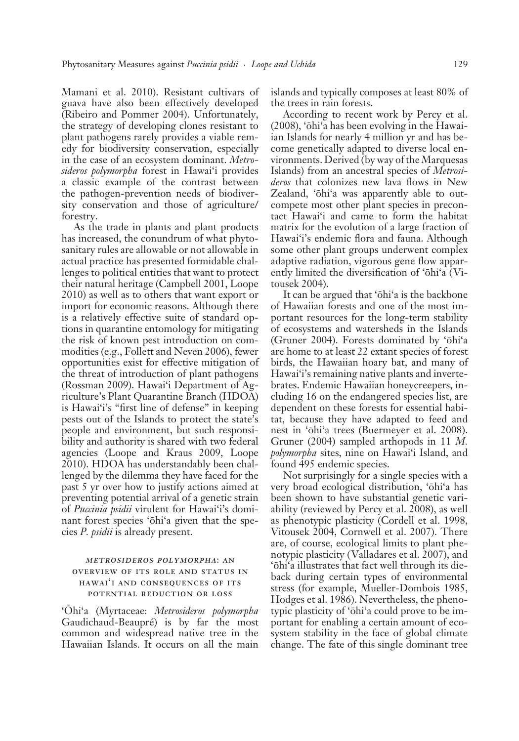Mamani et al. 2010). Resistant cultivars of guava have also been effectively developed (Ribeiro and Pommer 2004). Unfortunately, the strategy of developing clones resistant to plant pathogens rarely provides a viable remedy for biodiversity conservation, especially in the case of an ecosystem dominant. *Metrosideros polymorpha* forest in Hawai'i provides a classic example of the contrast between the pathogen-prevention needs of biodiversity conservation and those of agriculture/forestry.

As the trade in plants and plant products has increased, the conundrum of what phytosanitary rules are allowable or not allowable in actual practice has presented formidable challenges to political entities that want to protect their natural heritage (Campbell 2001, Loope 2010) as well as to others that want export or import for economic reasons. Although there is a relatively effective suite of standard options in quarantine entomology for mitigating the risk of known pest introduction on commodities (e.g., Follett and Neven 2006), fewer opportunities exist for effective mitigation of the threat of introduction of plant pathogens (Rossman 2009). Hawai'i Department of Agriculture's Plant Quarantine Branch (HDOA) is Hawai'i's "first line of defense" in keeping pests out of the Islands to protect the state's people and environment, but such responsibility and authority is shared with two federal agencies (Loope and Kraus 2009, Loope 2010). HDOA has understandably been challenged by the dilemma they have faced for the past 5 yr over how to justify actions aimed at preventing potential arrival of a genetic strain of *Puccinia psidii* virulent for Hawai'i's dominant forest species 'ōhi'a given that the species *P. psidii* is already present.

## *Metrosideros polymorpha*: An Overview of Its Role and Status in Hawai'i and Consequences of Its Potential Reduction or Loss

'Ōhi'a (Myrtaceae: *Metrosideros polymorpha* Gaudichaud-Beaupré) is by far the most common and widespread native tree in the Hawaiian Islands. It occurs on all the main islands and typically composes at least 80% of the trees in rain forests.

According to recent work by Percy et al. (2008), 'ōhi'a has been evolving in the Hawaiian Islands for nearly 4 million yr and has become genetically adapted to diverse local environments. Derived (by way of the Marquesas Islands) from an ancestral species of *Metrosideros* that colonizes new lava flows in New Zealand, 'ōhi'a was apparently able to outcompete most other plant species in precontact Hawai'i and came to form the habitat matrix for the evolution of a large fraction of Hawai'i's endemic flora and fauna. Although some other plant groups underwent complex adaptive radiation, vigorous gene flow apparently limited the diversification of 'ōhi'a (Vitousek 2004).

It can be argued that 'ōhi'a is the backbone of Hawaiian forests and one of the most important resources for the long-term stability of ecosystems and watersheds in the Islands (Gruner 2004). Forests dominated by 'ōhi'a are home to at least 22 extant species of forest birds, the Hawaiian hoary bat, and many of Hawai'i's remaining native plants and invertebrates. Endemic Hawaiian honeycreepers, including 16 on the endangered species list, are dependent on these forests for essential habitat, because they have adapted to feed and nest in 'ōhi'a trees (Buermeyer et al. 2008). Gruner (2004) sampled arthopods in 11 *M. polymorpha* sites, nine on Hawai'i Island, and found 495 endemic species.

Not surprisingly for a single species with a very broad ecological distribution, 'ōhi'a has been shown to have substantial genetic variability (reviewed by Percy et al. 2008), as well as phenotypic plasticity (Cordell et al. 1998, Vitousek 2004, Cornwell et al. 2007). There are, of course, ecological limits to plant phenotypic plasticity (Valladares et al. 2007), and 'ōhi'a illustrates that fact well through its dieback during certain types of environmental stress (for example, Mueller-Dombois 1985, Hodges et al. 1986). Nevertheless, the phenotypic plasticity of 'ōhi'a could prove to be important for enabling a certain amount of ecosystem stability in the face of global climate change. The fate of this single dominant tree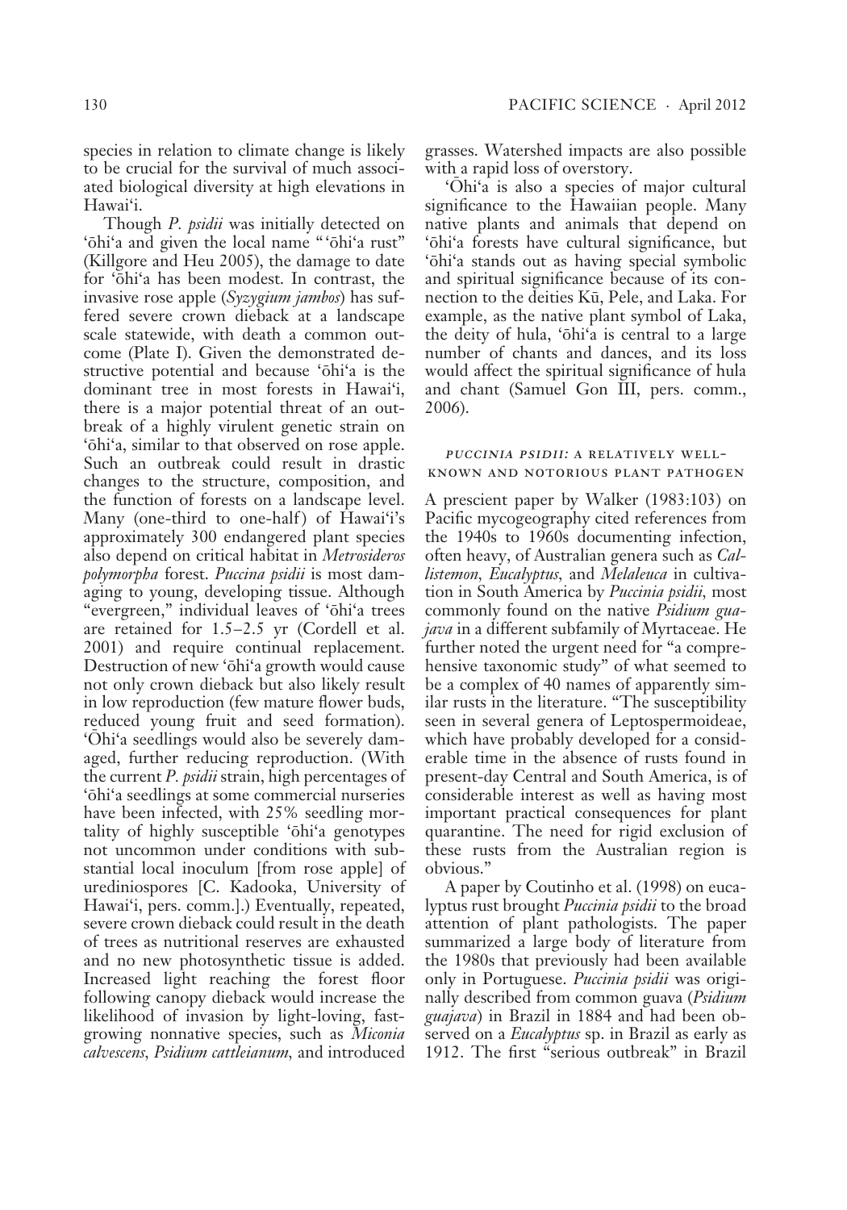species in relation to climate change is likely to be crucial for the survival of much associated biological diversity at high elevations in Hawai'i.

Though *P. psidii* was initially detected on 'ōhi'a and given the local name "'ōhi'a rust" (Killgore and Heu 2005), the damage to date for 'ōhi'a has been modest. In contrast, the invasive rose apple (*Syzygium jambos*) has suffered severe crown dieback at a landscape scale statewide, with death a common outcome (Plate I). Given the demonstrated destructive potential and because 'ōhi'a is the dominant tree in most forests in Hawai'i, there is a major potential threat of an outbreak of a highly virulent genetic strain on 'ōhi'a, similar to that observed on rose apple. Such an outbreak could result in drastic changes to the structure, composition, and the function of forests on a landscape level. Many (one-third to one-half) of Hawai'i's approximately 300 endangered plant species also depend on critical habitat in *Metrosideros polymorpha* forest. *Puccina psidii* is most damaging to young, developing tissue. Although "evergreen," individual leaves of 'ōhi'a trees are retained for 1.5–2.5 yr (Cordell et al. 2001) and require continual replacement. Destruction of new 'ōhi'a growth would cause not only crown dieback but also likely result in low reproduction (few mature flower buds, reduced young fruit and seed formation). 'Ōhi'a seedlings would also be severely damaged, further reducing reproduction. (With the current *P. psidii* strain, high percentages of 'ōhi'a seedlings at some commercial nurseries have been infected, with 25% seedling mortality of highly susceptible 'ōhi'a genotypes not uncommon under conditions with substantial local inoculum [from rose apple] of urediniospores [C. Kadooka, University of Hawai'i, pers. comm.].) Eventually, repeated, severe crown dieback could result in the death of trees as nutritional reserves are exhausted and no new photosynthetic tissue is added. Increased light reaching the forest floor following canopy dieback would increase the likelihood of invasion by light-loving, fast-growing nonnative species, such as *Miconia calvescens*, *Psidium cattleianum*, and introduced grasses. Watershed impacts are also possible with a rapid loss of overstory.

'Ōhi'a is also a species of major cultural significance to the Hawaiian people. Many native plants and animals that depend on 'ōhi'a forests have cultural significance, but 'ōhi'a stands out as having special symbolic and spiritual significance because of its connection to the deities Kū, Pele, and Laka. For example, as the native plant symbol of Laka, the deity of hula, 'ōhi'a is central to a large number of chants and dances, and its loss would affect the spiritual significance of hula and chant (Samuel Gon III, pers. comm., 2006).

## *Puccinia psidii*: A Relatively Well-Known and Notorious Plant Pathogen

A prescient paper by Walker (1983:103) on Pacific mycogeography cited references from the 1940s to 1960s documenting infection, often heavy, of Australian genera such as *Callistemon*, *Eucalyptus*, and *Melaleuca* in cultivation in South America by *Puccinia psidii*, most commonly found on the native *Psidium guajava* in a different subfamily of Myrtaceae. He further noted the urgent need for "a comprehensive taxonomic study" of what seemed to be a complex of 40 names of apparently similar rusts in the literature. "The susceptibility seen in several genera of Leptospermoideae, which have probably developed for a considerable time in the absence of rusts found in present-day Central and South America, is of considerable interest as well as having most important practical consequences for plant quarantine. The need for rigid exclusion of these rusts from the Australian region is obvious."

A paper by Coutinho et al. (1998) on eucalyptus rust brought *Puccinia psidii* to the broad attention of plant pathologists. The paper summarized a large body of literature from the 1980s that previously had been available only in Portuguese. *Puccinia psidii* was originally described from common guava (*Psidium guajava*) in Brazil in 1884 and had been observed on a *Eucalyptus* sp. in Brazil as early as 1912. The first "serious outbreak" in Brazil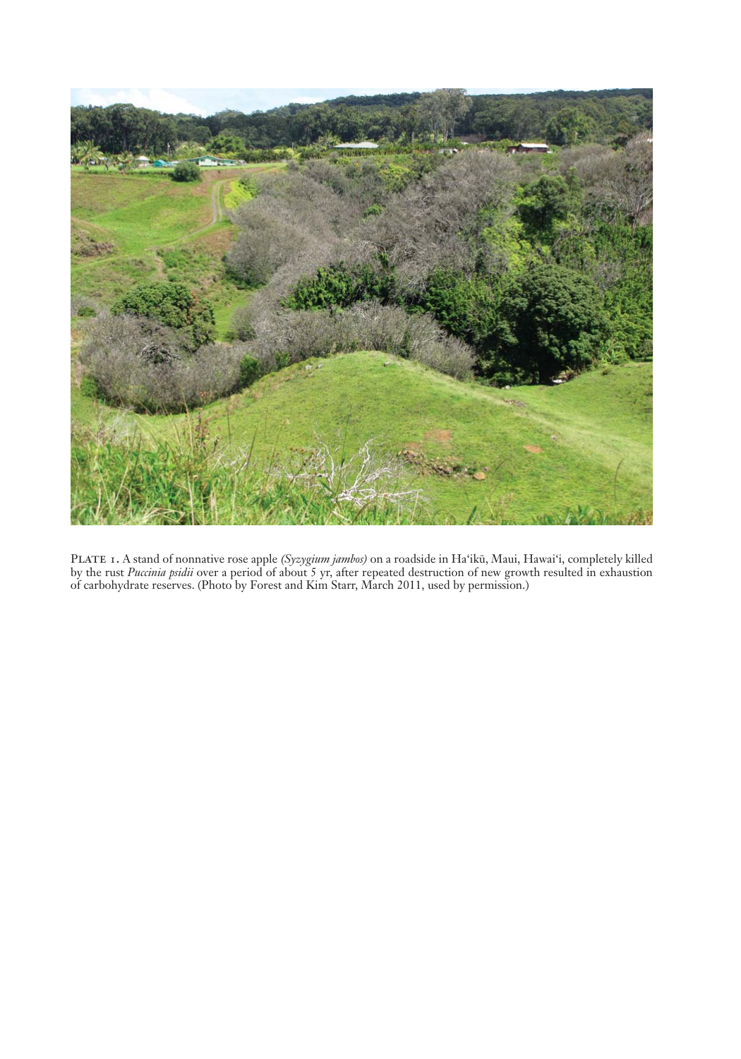PLATE 1. A stand of nonnative rose apple *(Syzygium jambos)* on a roadside in Ha'ikū, Maui, Hawai'i, completely killed by the rust *Puccinia psidii* over a period of about 5 yr, after repeated destruction of new growth resulted in exhaustion of carbohydrate reserves. (Photo by Forest and Kim Starr, March 2011, used by permission.)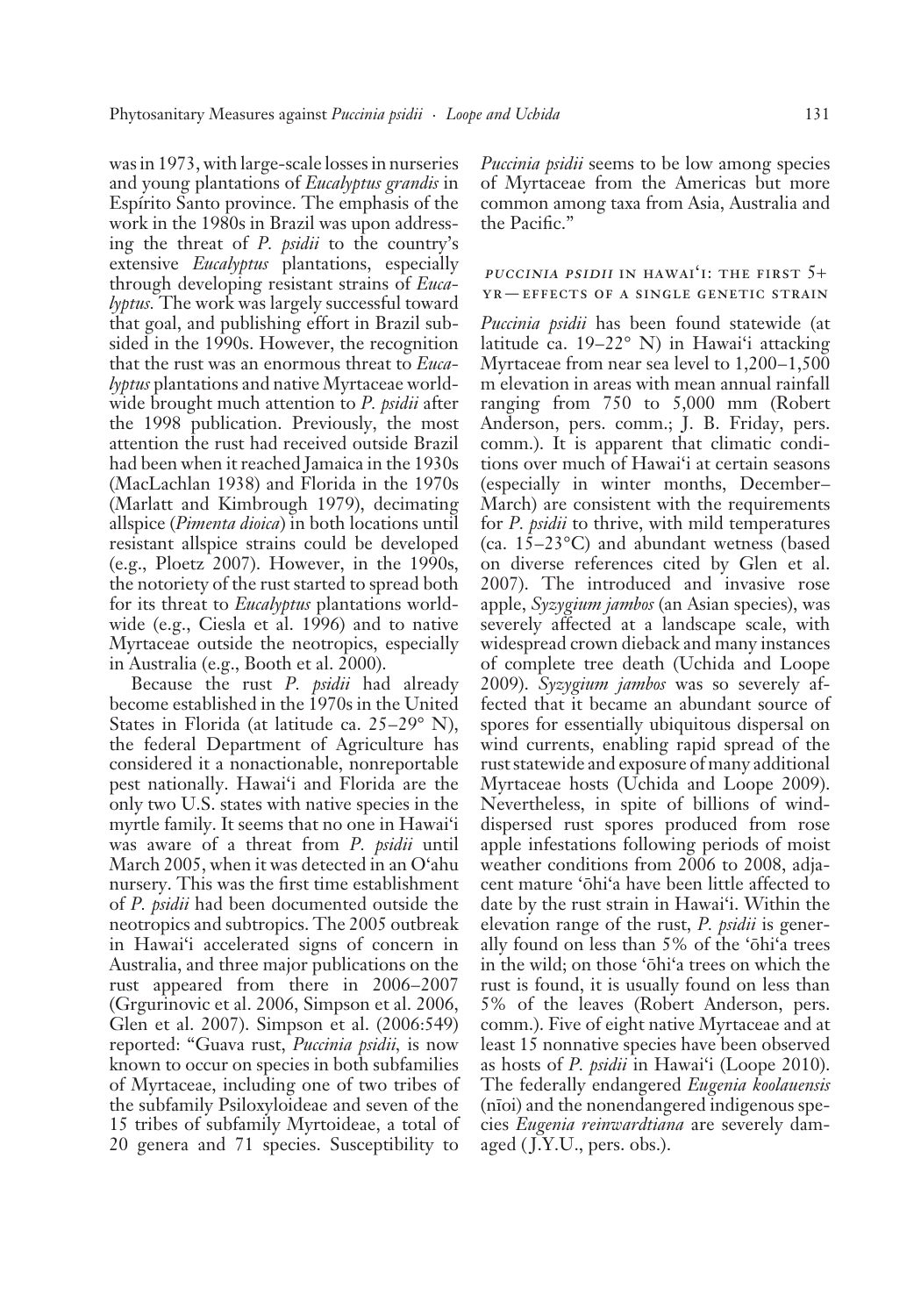was in 1973, with large-scale losses in nurseries and young plantations of *Eucalyptus grandis* in Espírito Santo province. The emphasis of the work in the 1980s in Brazil was upon addressing the threat of *P. psidii* to the country's extensive *Eucalyptus* plantations, especially through developing resistant strains of *Eucalyptus.* The work was largely successful toward that goal, and publishing effort in Brazil subsided in the 1990s. However, the recognition that the rust was an enormous threat to *Eucalyptus* plantations and native Myrtaceae worldwide brought much attention to *P. psidii* after the 1998 publication. Previously, the most attention the rust had received outside Brazil had been when it reached Jamaica in the 1930s (MacLachlan 1938) and Florida in the 1970s (Marlatt and Kimbrough 1979), decimating allspice (*Pimenta dioica*) in both locations until resistant allspice strains could be developed (e.g., Ploetz 2007). However, in the 1990s, the notoriety of the rust started to spread both for its threat to *Eucalyptus* plantations worldwide (e.g., Ciesla et al. 1996) and to native Myrtaceae outside the neotropics, especially in Australia (e.g., Booth et al. 2000).

Because the rust *P. psidii* had already become established in the 1970s in the United States in Florida (at latitude ca. 25–29° N), the federal Department of Agriculture has considered it a nonactionable, nonreportable pest nationally. Hawai'i and Florida are the only two U.S. states with native species in the myrtle family. It seems that no one in Hawai'i was aware of a threat from *P. psidii* until March 2005, when it was detected in an O'ahu nursery. This was the first time establishment of *P. psidii* had been documented outside the neotropics and subtropics. The 2005 outbreak in Hawai'i accelerated signs of concern in Australia, and three major publications on the rust appeared from there in 2006–2007 (Grgurinovic et al. 2006, Simpson et al. 2006, Glen et al. 2007). Simpson et al. (2006:549) reported: "Guava rust, *Puccinia psidii*, is now known to occur on species in both subfamilies of Myrtaceae, including one of two tribes of the subfamily Psiloxyloideae and seven of the 15 tribes of subfamily Myrtoideae, a total of 20 genera and 71 species. Susceptibility to *Puccinia psidii* seems to be low among species of Myrtaceae from the Americas but more common among taxa from Asia, Australia and the Pacific."

## *PUCCINIA PSIDII* IN HAWAI'I: THE FIRST 5+ YR—EFFECTS OF A SINGLE GENETIC STRAIN

*Puccinia psidii* has been found statewide (at latitude ca. 19–22° N) in Hawai'i attacking Myrtaceae from near sea level to 1,200–1,500 m elevation in areas with mean annual rainfall ranging from 750 to 5,000 mm (Robert Anderson, pers. comm.; J. B. Friday, pers. comm.). It is apparent that climatic conditions over much of Hawai'i at certain seasons (especially in winter months, December–March) are consistent with the requirements for *P. psidii* to thrive, with mild temperatures (ca. 15–23°C) and abundant wetness (based on diverse references cited by Glen et al. 2007). The introduced and invasive rose apple, *Syzygium jambos* (an Asian species), was severely affected at a landscape scale, with widespread crown dieback and many instances of complete tree death (Uchida and Loope 2009). *Syzygium jambos* was so severely affected that it became an abundant source of spores for essentially ubiquitous dispersal on wind currents, enabling rapid spread of the rust statewide and exposure of many additional Myrtaceae hosts (Uchida and Loope 2009). Nevertheless, in spite of billions of wind-dispersed rust spores produced from rose apple infestations following periods of moist weather conditions from 2006 to 2008, adjacent mature 'ōhi'a have been little affected to date by the rust strain in Hawai'i. Within the elevation range of the rust, *P. psidii* is generally found on less than 5% of the 'ōhi'a trees in the wild; on those 'ōhi'a trees on which the rust is found, it is usually found on less than 5% of the leaves (Robert Anderson, pers. comm.). Five of eight native Myrtaceae and at least 15 nonnative species have been observed as hosts of *P. psidii* in Hawai'i (Loope 2010). The federally endangered *Eugenia koolauensis* (nīoi) and the nonendangered indigenous species *Eugenia reinwardtiana* are severely damaged (J.Y.U., pers. obs.).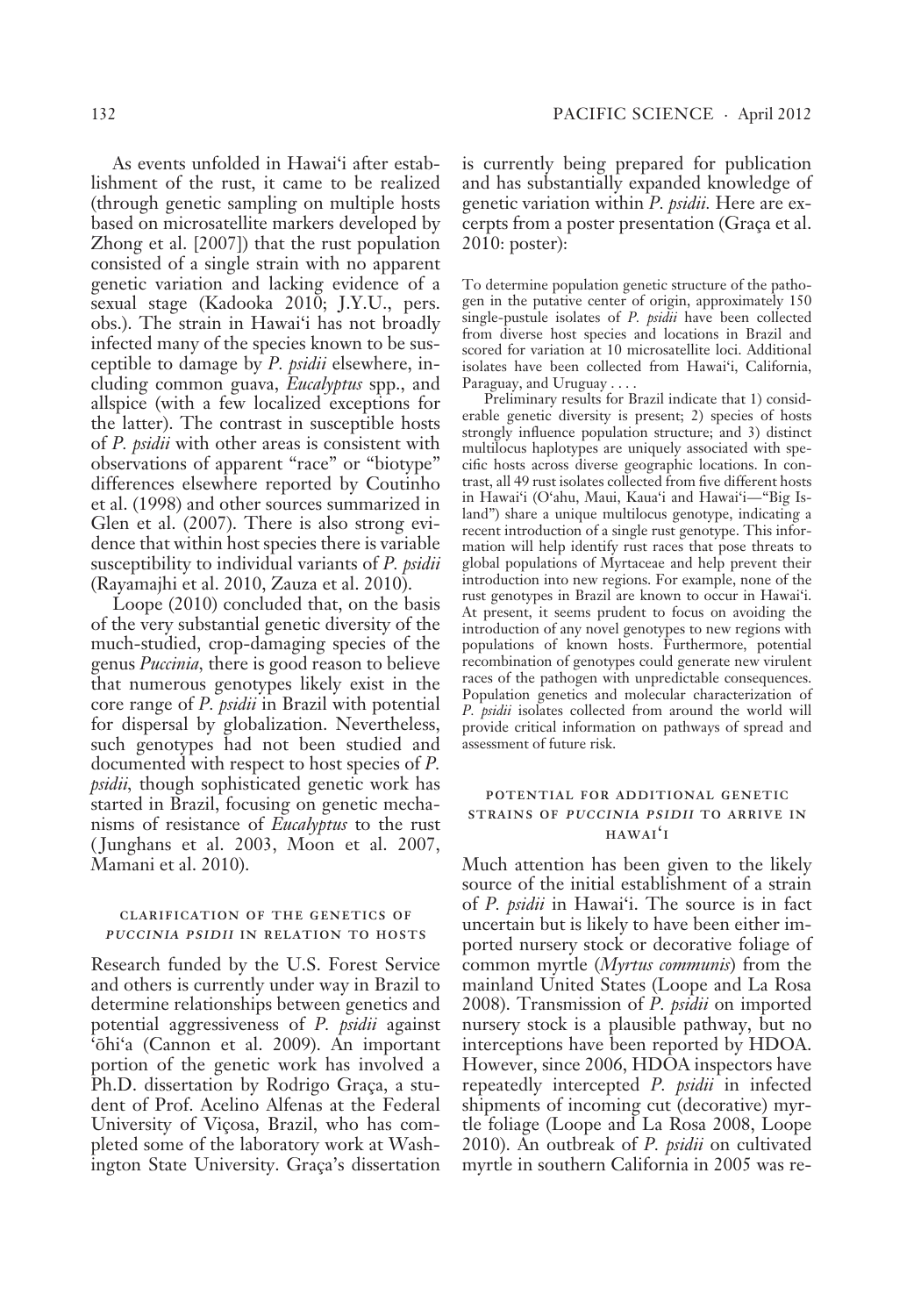As events unfolded in Hawai'i after establishment of the rust, it came to be realized (through genetic sampling on multiple hosts based on microsatellite markers developed by Zhong et al. [2007]) that the rust population consisted of a single strain with no apparent genetic variation and lacking evidence of a sexual stage (Kadooka 2010; J.Y.U., pers. obs.). The strain in Hawai'i has not broadly infected many of the species known to be susceptible to damage by *P. psidii* elsewhere, including common guava, *Eucalyptus* spp., and allspice (with a few localized exceptions for the latter). The contrast in susceptible hosts of *P. psidii* with other areas is consistent with observations of apparent "race" or "biotype" differences elsewhere reported by Coutinho et al. (1998) and other sources summarized in Glen et al. (2007). There is also strong evidence that within host species there is variable susceptibility to individual variants of *P. psidii* (Rayamajhi et al. 2010, Zauza et al. 2010).

Loope (2010) concluded that, on the basis of the very substantial genetic diversity of the much-studied, crop-damaging species of the genus *Puccinia*, there is good reason to believe that numerous genotypes likely exist in the core range of *P. psidii* in Brazil with potential for dispersal by globalization. Nevertheless, such genotypes had not been studied and documented with respect to host species of *P. psidii*, though sophisticated genetic work has started in Brazil, focusing on genetic mechanisms of resistance of *Eucalyptus* to the rust (Junghans et al. 2003, Moon et al. 2007, Mamani et al. 2010).

## Clarification of the Genetics of *Puccinia psidii* in Relation to Hosts

Research funded by the U.S. Forest Service and others is currently under way in Brazil to determine relationships between genetics and potential aggressiveness of *P. psidii* against 'ōhi'a (Cannon et al. 2009). An important portion of the genetic work has involved a Ph.D. dissertation by Rodrigo Graça, a student of Prof. Acelino Alfenas at the Federal University of Viçosa, Brazil, who has completed some of the laboratory work at Washington State University. Graça's dissertation is currently being prepared for publication and has substantially expanded knowledge of genetic variation within *P. psidii*. Here are excerpts from a poster presentation (Graça et al. 2010: poster):

> To determine population genetic structure of the pathogen in the putative center of origin, approximately 150 single-pustule isolates of *P. psidii* have been collected from diverse host species and locations in Brazil and scored for variation at 10 microsatellite loci. Additional isolates have been collected from Hawai'i, California, Paraguay, and Uruguay . . . .
>
> Preliminary results for Brazil indicate that 1) considerable genetic diversity is present; 2) species of hosts strongly influence population structure; and 3) distinct multilocus haplotypes are uniquely associated with specific hosts across diverse geographic locations. In contrast, all 49 rust isolates collected from five different hosts in Hawai'i (O'ahu, Maui, Kaua'i and Hawai'i—"Big Island") share a unique multilocus genotype, indicating a recent introduction of a single rust genotype. This information will help identify rust races that pose threats to global populations of Myrtaceae and help prevent their introduction into new regions. For example, none of the rust genotypes in Brazil are known to occur in Hawai'i. At present, it seems prudent to focus on avoiding the introduction of any novel genotypes to new regions with populations of known hosts. Furthermore, potential recombination of genotypes could generate new virulent races of the pathogen with unpredictable consequences. Population genetics and molecular characterization of *P. psidii* isolates collected from around the world will provide critical information on pathways of spread and assessment of future risk.

## Potential for Additional Genetic Strains of *Puccinia psidii* to Arrive in Hawai'i

Much attention has been given to the likely source of the initial establishment of a strain of *P. psidii* in Hawai'i. The source is in fact uncertain but is likely to have been either imported nursery stock or decorative foliage of common myrtle (*Myrtus communis*) from the mainland United States (Loope and La Rosa 2008). Transmission of *P. psidii* on imported nursery stock is a plausible pathway, but no interceptions have been reported by HDOA. However, since 2006, HDOA inspectors have repeatedly intercepted *P. psidii* in infected shipments of incoming cut (decorative) myrtle foliage (Loope and La Rosa 2008, Loope 2010). An outbreak of *P. psidii* on cultivated myrtle in southern California in 2005 was re-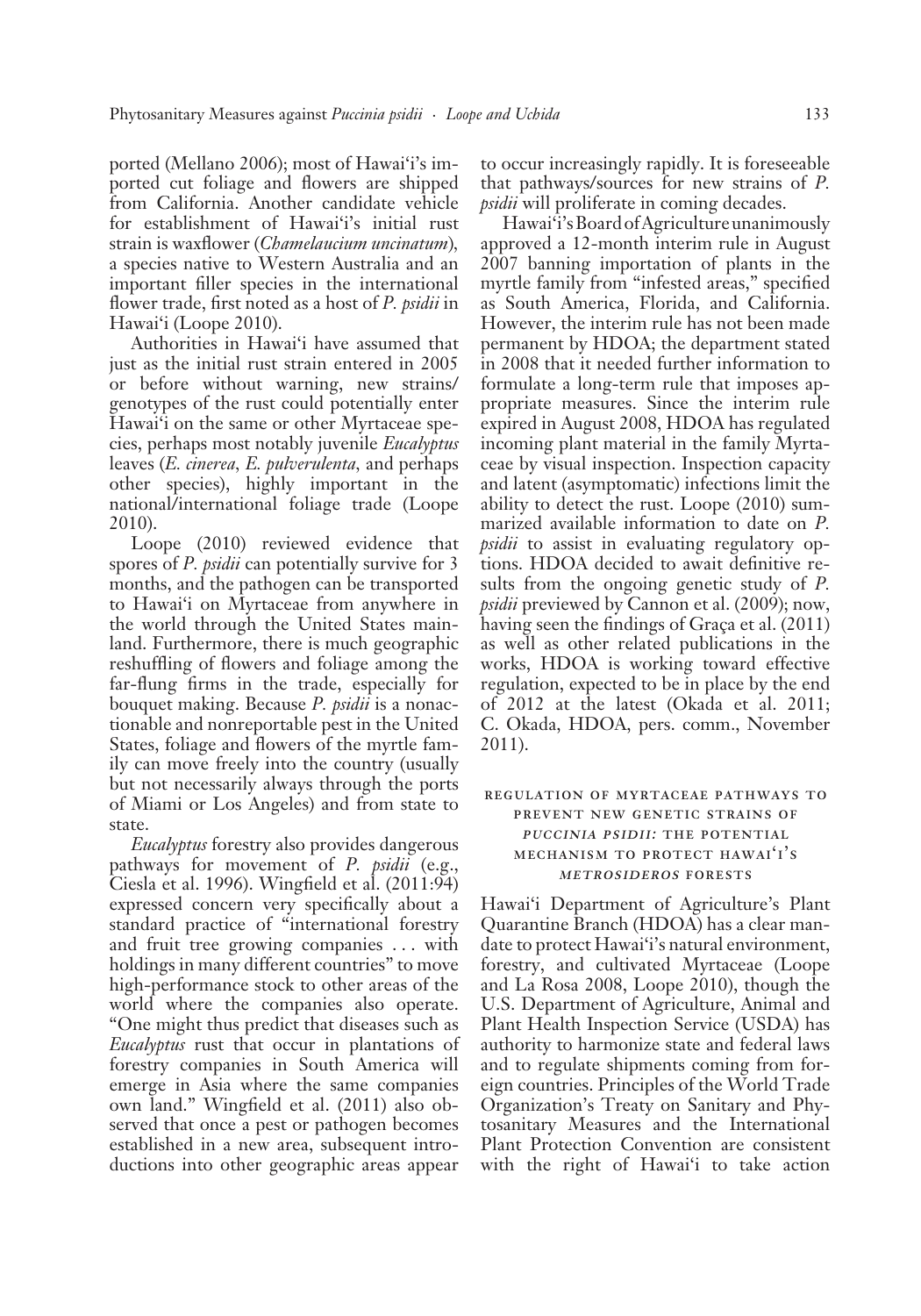ported (Mellano 2006); most of Hawai'i's imported cut foliage and flowers are shipped from California. Another candidate vehicle for establishment of Hawai'i's initial rust strain is waxflower (*Chamelaucium uncinatum*), a species native to Western Australia and an important filler species in the international flower trade, first noted as a host of *P. psidii* in Hawai'i (Loope 2010).

Authorities in Hawai'i have assumed that just as the initial rust strain entered in 2005 or before without warning, new strains/genotypes of the rust could potentially enter Hawai'i on the same or other Myrtaceae species, perhaps most notably juvenile *Eucalyptus* leaves (*E. cinerea*, *E. pulverulenta*, and perhaps other species), highly important in the national/international foliage trade (Loope 2010).

Loope (2010) reviewed evidence that spores of *P. psidii* can potentially survive for 3 months, and the pathogen can be transported to Hawai'i on Myrtaceae from anywhere in the world through the United States mainland. Furthermore, there is much geographic reshuffling of flowers and foliage among the far-flung firms in the trade, especially for bouquet making. Because *P. psidii* is a nonactionable and nonreportable pest in the United States, foliage and flowers of the myrtle family can move freely into the country (usually but not necessarily always through the ports of Miami or Los Angeles) and from state to state.

*Eucalyptus* forestry also provides dangerous pathways for movement of *P. psidii* (e.g., Ciesla et al. 1996). Wingfield et al. (2011:94) expressed concern very specifically about a standard practice of "international forestry and fruit tree growing companies . . . with holdings in many different countries" to move high-performance stock to other areas of the world where the companies also operate. "One might thus predict that diseases such as *Eucalyptus* rust that occur in plantations of forestry companies in South America will emerge in Asia where the same companies own land." Wingfield et al. (2011) also observed that once a pest or pathogen becomes established in a new area, subsequent introductions into other geographic areas appear to occur increasingly rapidly. It is foreseeable that pathways/sources for new strains of *P. psidii* will proliferate in coming decades.

Hawai'i's Board of Agriculture unanimously approved a 12-month interim rule in August 2007 banning importation of plants in the myrtle family from "infested areas," specified as South America, Florida, and California. However, the interim rule has not been made permanent by HDOA; the department stated in 2008 that it needed further information to formulate a long-term rule that imposes appropriate measures. Since the interim rule expired in August 2008, HDOA has regulated incoming plant material in the family Myrtaceae by visual inspection. Inspection capacity and latent (asymptomatic) infections limit the ability to detect the rust. Loope (2010) summarized available information to date on *P. psidii* to assist in evaluating regulatory options. HDOA decided to await definitive results from the ongoing genetic study of *P. psidii* previewed by Cannon et al. (2009); now, having seen the findings of Graça et al. (2011) as well as other related publications in the works, HDOA is working toward effective regulation, expected to be in place by the end of 2012 at the latest (Okada et al. 2011; C. Okada, HDOA, pers. comm., November 2011).

## Regulation of Myrtaceae Pathways to Prevent New Genetic Strains of *Puccinia psidii*: The Potential Mechanism to Protect Hawai'i's *Metrosideros* Forests

Hawai'i Department of Agriculture's Plant Quarantine Branch (HDOA) has a clear mandate to protect Hawai'i's natural environment, forestry, and cultivated Myrtaceae (Loope and La Rosa 2008, Loope 2010), though the U.S. Department of Agriculture, Animal and Plant Health Inspection Service (USDA) has authority to harmonize state and federal laws and to regulate shipments coming from foreign countries. Principles of the World Trade Organization's Treaty on Sanitary and Phytosanitary Measures and the International Plant Protection Convention are consistent with the right of Hawai'i to take action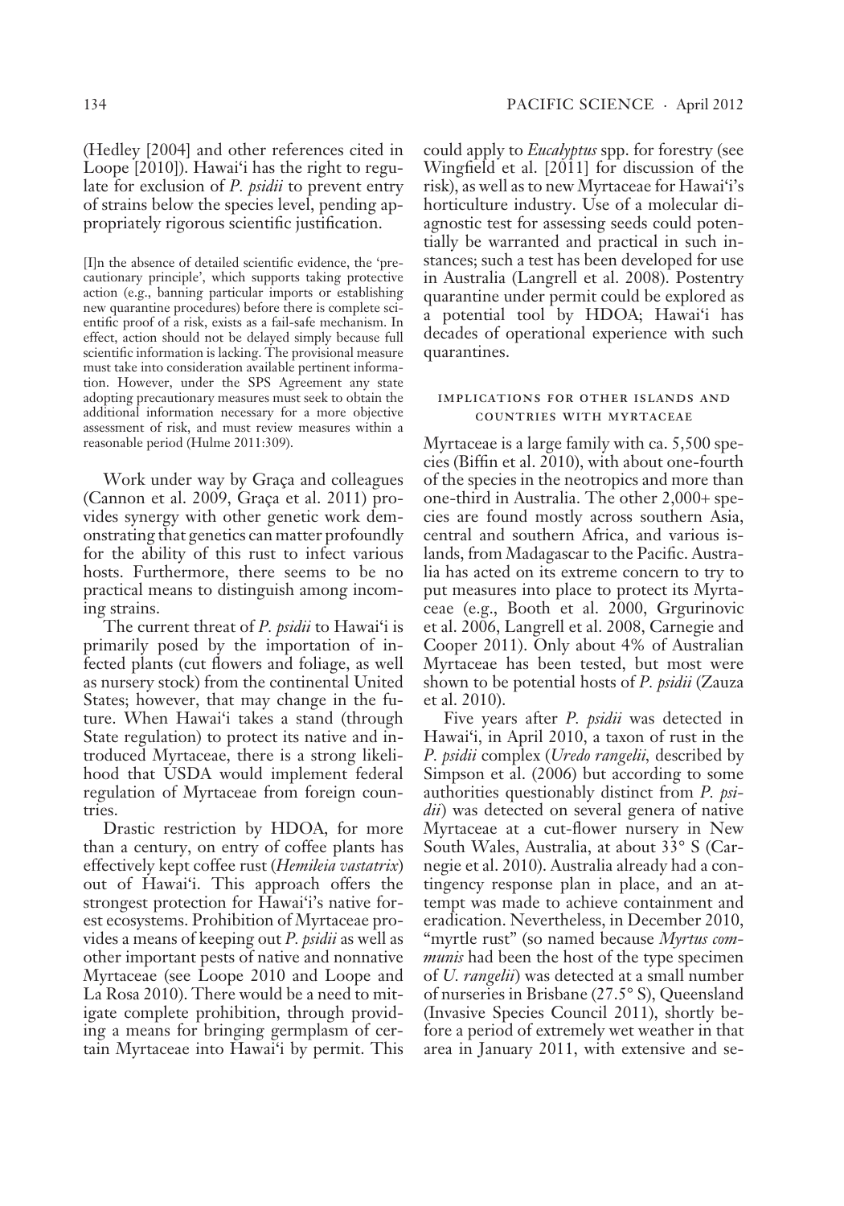(Hedley [2004] and other references cited in Loope [2010]). Hawai'i has the right to regulate for exclusion of *P. psidii* to prevent entry of strains below the species level, pending appropriately rigorous scientific justification.

> [I]n the absence of detailed scientific evidence, the 'precautionary principle', which supports taking protective action (e.g., banning particular imports or establishing new quarantine procedures) before there is complete scientific proof of a risk, exists as a fail-safe mechanism. In effect, action should not be delayed simply because full scientific information is lacking. The provisional measure must take into consideration available pertinent information. However, under the SPS Agreement any state adopting precautionary measures must seek to obtain the additional information necessary for a more objective assessment of risk, and must review measures within a reasonable period (Hulme 2011:309).

Work under way by Graça and colleagues (Cannon et al. 2009, Graça et al. 2011) provides synergy with other genetic work demonstrating that genetics can matter profoundly for the ability of this rust to infect various hosts. Furthermore, there seems to be no practical means to distinguish among incoming strains.

The current threat of *P. psidii* to Hawai'i is primarily posed by the importation of infected plants (cut flowers and foliage, as well as nursery stock) from the continental United States; however, that may change in the future. When Hawai'i takes a stand (through State regulation) to protect its native and introduced Myrtaceae, there is a strong likelihood that USDA would implement federal regulation of Myrtaceae from foreign countries.

Drastic restriction by HDOA, for more than a century, on entry of coffee plants has effectively kept coffee rust (*Hemileia vastatrix*) out of Hawai'i. This approach offers the strongest protection for Hawai'i's native forest ecosystems. Prohibition of Myrtaceae provides a means of keeping out *P. psidii* as well as other important pests of native and nonnative Myrtaceae (see Loope 2010 and Loope and La Rosa 2010). There would be a need to mitigate complete prohibition, through providing a means for bringing germplasm of certain Myrtaceae into Hawai'i by permit. This could apply to *Eucalyptus* spp. for forestry (see Wingfield et al. [2011] for discussion of the risk), as well as to new Myrtaceae for Hawai'i's horticulture industry. Use of a molecular diagnostic test for assessing seeds could potentially be warranted and practical in such instances; such a test has been developed for use in Australia (Langrell et al. 2008). Postentry quarantine under permit could be explored as a potential tool by HDOA; Hawai'i has decades of operational experience with such quarantines.

## IMPLICATIONS FOR OTHER ISLANDS AND COUNTRIES WITH MYRTACEAE

Myrtaceae is a large family with ca. 5,500 species (Biffin et al. 2010), with about one-fourth of the species in the neotropics and more than one-third in Australia. The other 2,000+ species are found mostly across southern Asia, central and southern Africa, and various islands, from Madagascar to the Pacific. Australia has acted on its extreme concern to try to put measures into place to protect its Myrtaceae (e.g., Booth et al. 2000, Grgurinovic et al. 2006, Langrell et al. 2008, Carnegie and Cooper 2011). Only about 4% of Australian Myrtaceae has been tested, but most were shown to be potential hosts of *P. psidii* (Zauza et al. 2010).

Five years after *P. psidii* was detected in Hawai'i, in April 2010, a taxon of rust in the *P. psidii* complex (*Uredo rangelii*, described by Simpson et al. (2006) but according to some authorities questionably distinct from *P. psidii*) was detected on several genera of native Myrtaceae at a cut-flower nursery in New South Wales, Australia, at about 33° S (Carnegie et al. 2010). Australia already had a contingency response plan in place, and an attempt was made to achieve containment and eradication. Nevertheless, in December 2010, "myrtle rust" (so named because *Myrtus communis* had been the host of the type specimen of *U. rangelii*) was detected at a small number of nurseries in Brisbane (27.5° S), Queensland (Invasive Species Council 2011), shortly before a period of extremely wet weather in that area in January 2011, with extensive and se-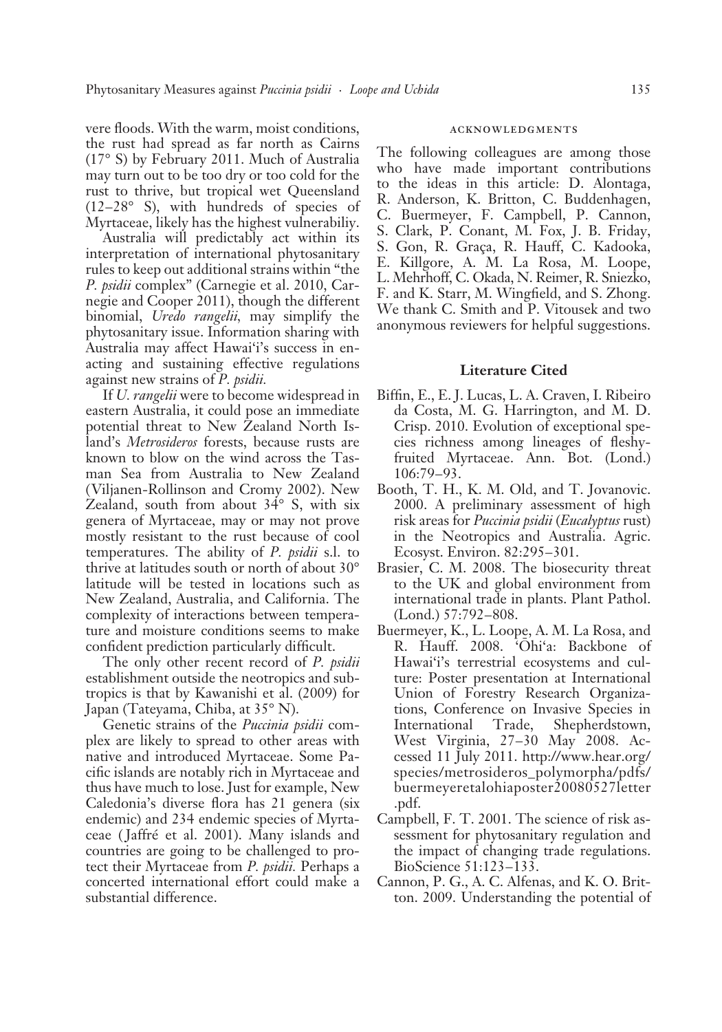vere floods. With the warm, moist conditions, the rust had spread as far north as Cairns (17° S) by February 2011. Much of Australia may turn out to be too dry or too cold for the rust to thrive, but tropical wet Queensland (12–28° S), with hundreds of species of Myrtaceae, likely has the highest vulnerabiliy.

Australia will predictably act within its interpretation of international phytosanitary rules to keep out additional strains within "the *P. psidii* complex" (Carnegie et al. 2010, Carnegie and Cooper 2011), though the different binomial, *Uredo rangelii*, may simplify the phytosanitary issue. Information sharing with Australia may affect Hawai'i's success in enacting and sustaining effective regulations against new strains of *P. psidii.*

If *U. rangelii* were to become widespread in eastern Australia, it could pose an immediate potential threat to New Zealand North Island's *Metrosideros* forests, because rusts are known to blow on the wind across the Tasman Sea from Australia to New Zealand (Viljanen-Rollinson and Cromy 2002). New Zealand, south from about 34° S, with six genera of Myrtaceae, may or may not prove mostly resistant to the rust because of cool temperatures. The ability of *P. psidii* s.l. to thrive at latitudes south or north of about 30° latitude will be tested in locations such as New Zealand, Australia, and California. The complexity of interactions between temperature and moisture conditions seems to make confident prediction particularly difficult.

The only other recent record of *P. psidii* establishment outside the neotropics and subtropics is that by Kawanishi et al. (2009) for Japan (Tateyama, Chiba, at 35° N).

Genetic strains of the *Puccinia psidii* complex are likely to spread to other areas with native and introduced Myrtaceae. Some Pacific islands are notably rich in Myrtaceae and thus have much to lose. Just for example, New Caledonia's diverse flora has 21 genera (six endemic) and 234 endemic species of Myrtaceae (Jaffré et al. 2001). Many islands and countries are going to be challenged to protect their Myrtaceae from *P. psidii.* Perhaps a concerted international effort could make a substantial difference.

## Acknowledgments

The following colleagues are among those who have made important contributions to the ideas in this article: D. Alontaga, R. Anderson, K. Britton, C. Buddenhagen, C. Buermeyer, F. Campbell, P. Cannon, S. Clark, P. Conant, M. Fox, J. B. Friday, S. Gon, R. Graça, R. Hauff, C. Kadooka, E. Killgore, A. M. La Rosa, M. Loope, L. Mehrhoff, C. Okada, N. Reimer, R. Sniezko, F. and K. Starr, M. Wingfield, and S. Zhong. We thank C. Smith and P. Vitousek and two anonymous reviewers for helpful suggestions.

## Literature Cited

Biffin, E., E. J. Lucas, L. A. Craven, I. Ribeiro da Costa, M. G. Harrington, and M. D. Crisp. 2010. Evolution of exceptional species richness among lineages of fleshy-fruited Myrtaceae. Ann. Bot. (Lond.) 106:79–93.

Booth, T. H., K. M. Old, and T. Jovanovic. 2000. A preliminary assessment of high risk areas for *Puccinia psidii* (*Eucalyptus* rust) in the Neotropics and Australia. Agric. Ecosyst. Environ. 82:295–301.

Brasier, C. M. 2008. The biosecurity threat to the UK and global environment from international trade in plants. Plant Pathol. (Lond.) 57:792–808.

Buermeyer, K., L. Loope, A. M. La Rosa, and R. Hauff. 2008. 'Ōhi'a: Backbone of Hawai'i's terrestrial ecosystems and culture: Poster presentation at International Union of Forestry Research Organizations, Conference on Invasive Species in International Trade, Shepherdstown, West Virginia, 27–30 May 2008. Accessed 11 July 2011. http://www.hear.org/species/metrosideros_polymorpha/pdfs/buermeyeretalohiaposter20080527letter.pdf.

Campbell, F. T. 2001. The science of risk assessment for phytosanitary regulation and the impact of changing trade regulations. BioScience 51:123–133.

Cannon, P. G., A. C. Alfenas, and K. O. Britton. 2009. Understanding the potential of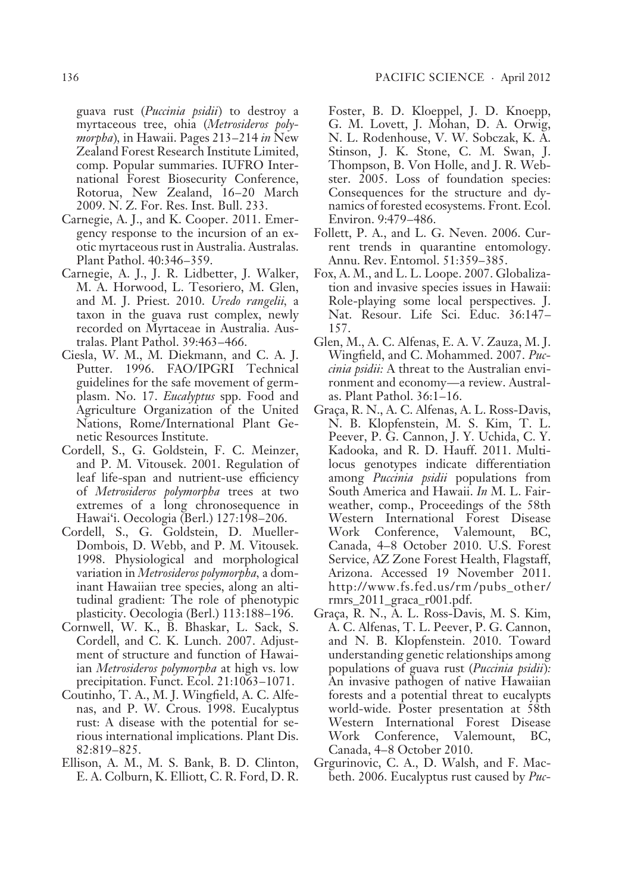guava rust (*Puccinia psidii*) to destroy a myrtaceous tree, ohia (*Metrosideros polymorpha*), in Hawaii. Pages 213–214 *in* New Zealand Forest Research Institute Limited, comp. Popular summaries. IUFRO International Forest Biosecurity Conference, Rotorua, New Zealand, 16–20 March 2009. N. Z. For. Res. Inst. Bull. 233.

Carnegie, A. J., and K. Cooper. 2011. Emergency response to the incursion of an exotic myrtaceous rust in Australia. Australas. Plant Pathol. 40:346–359.

Carnegie, A. J., J. R. Lidbetter, J. Walker, M. A. Horwood, L. Tesoriero, M. Glen, and M. J. Priest. 2010. *Uredo rangelii*, a taxon in the guava rust complex, newly recorded on Myrtaceae in Australia. Australas. Plant Pathol. 39:463–466.

Ciesla, W. M., M. Diekmann, and C. A. J. Putter. 1996. FAO/IPGRI Technical guidelines for the safe movement of germplasm. No. 17. *Eucalyptus* spp. Food and Agriculture Organization of the United Nations, Rome/International Plant Genetic Resources Institute.

Cordell, S., G. Goldstein, F. C. Meinzer, and P. M. Vitousek. 2001. Regulation of leaf life-span and nutrient-use efficiency of *Metrosideros polymorpha* trees at two extremes of a long chronosequence in Hawai'i. Oecologia (Berl.) 127:198–206.

Cordell, S., G. Goldstein, D. Mueller-Dombois, D. Webb, and P. M. Vitousek. 1998. Physiological and morphological variation in *Metrosideros polymorpha*, a dominant Hawaiian tree species, along an altitudinal gradient: The role of phenotypic plasticity. Oecologia (Berl.) 113:188–196.

Cornwell, W. K., B. Bhaskar, L. Sack, S. Cordell, and C. K. Lunch. 2007. Adjustment of structure and function of Hawaiian *Metrosideros polymorpha* at high vs. low precipitation. Funct. Ecol. 21:1063–1071.

Coutinho, T. A., M. J. Wingfield, A. C. Alfenas, and P. W. Crous. 1998. Eucalyptus rust: A disease with the potential for serious international implications. Plant Dis. 82:819–825.

Ellison, A. M., M. S. Bank, B. D. Clinton, E. A. Colburn, K. Elliott, C. R. Ford, D. R. Foster, B. D. Kloeppel, J. D. Knoepp, G. M. Lovett, J. Mohan, D. A. Orwig, N. L. Rodenhouse, V. W. Sobczak, K. A. Stinson, J. K. Stone, C. M. Swan, J. Thompson, B. Von Holle, and J. R. Webster. 2005. Loss of foundation species: Consequences for the structure and dynamics of forested ecosystems. Front. Ecol. Environ. 9:479–486.

Follett, P. A., and L. G. Neven. 2006. Current trends in quarantine entomology. Annu. Rev. Entomol. 51:359–385.

Fox, A. M., and L. L. Loope. 2007. Globalization and invasive species issues in Hawaii: Role-playing some local perspectives. J. Nat. Resour. Life Sci. Educ. 36:147–157.

Glen, M., A. C. Alfenas, E. A. V. Zauza, M. J. Wingfield, and C. Mohammed. 2007. *Puccinia psidii:* A threat to the Australian environment and economy—a review. Australas. Plant Pathol. 36:1–16.

Graça, R. N., A. C. Alfenas, A. L. Ross-Davis, N. B. Klopfenstein, M. S. Kim, T. L. Peever, P. G. Cannon, J. Y. Uchida, C. Y. Kadooka, and R. D. Hauff. 2011. Multilocus genotypes indicate differentiation among *Puccinia psidii* populations from South America and Hawaii. *In* M. L. Fairweather, comp., Proceedings of the 58th Western International Forest Disease Work Conference, Valemount, BC, Canada, 4–8 October 2010. U.S. Forest Service, AZ Zone Forest Health, Flagstaff, Arizona. Accessed 19 November 2011. http://www.fs.fed.us/rm/pubs_other/rmrs_2011_graca_r001.pdf.

Graça, R. N., A. L. Ross-Davis, M. S. Kim, A. C. Alfenas, T. L. Peever, P. G. Cannon, and N. B. Klopfenstein. 2010. Toward understanding genetic relationships among populations of guava rust (*Puccinia psidii*): An invasive pathogen of native Hawaiian forests and a potential threat to eucalypts world-wide. Poster presentation at 58th Western International Forest Disease Work Conference, Valemount, BC, Canada, 4–8 October 2010.

Grgurinovic, C. A., D. Walsh, and F. Macbeth. 2006. Eucalyptus rust caused by *Puc-*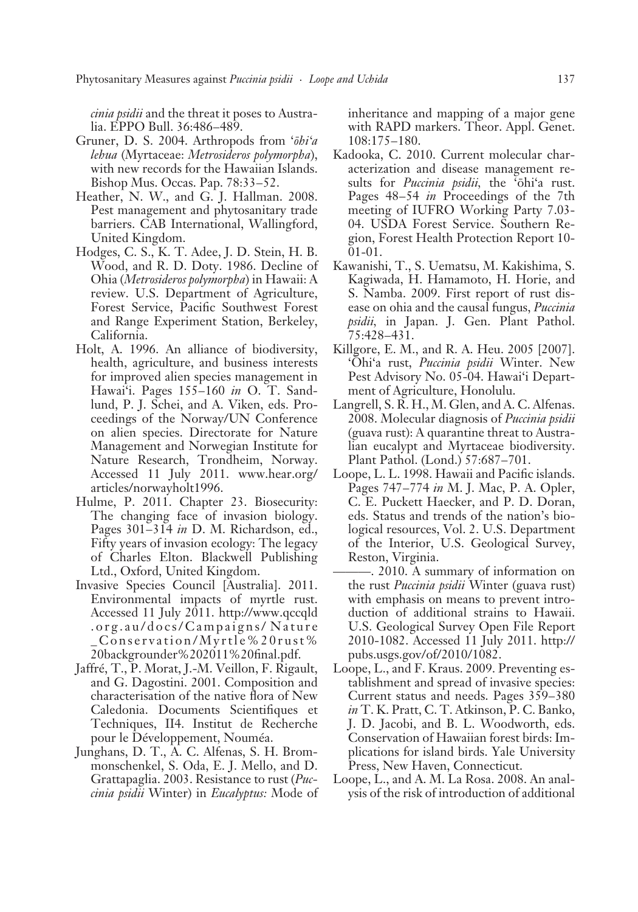*cinia psidii* and the threat it poses to Australia. EPPO Bull. 36:486–489.

Gruner, D. S. 2004. Arthropods from ʻ*ōhiʻa lehua* (Myrtaceae: *Metrosideros polymorpha*), with new records for the Hawaiian Islands. Bishop Mus. Occas. Pap. 78:33–52.

Heather, N. W., and G. J. Hallman. 2008. Pest management and phytosanitary trade barriers. CAB International, Wallingford, United Kingdom.

Hodges, C. S., K. T. Adee, J. D. Stein, H. B. Wood, and R. D. Doty. 1986. Decline of Ohia (*Metrosideros polymorpha*) in Hawaii: A review. U.S. Department of Agriculture, Forest Service, Pacific Southwest Forest and Range Experiment Station, Berkeley, California.

Holt, A. 1996. An alliance of biodiversity, health, agriculture, and business interests for improved alien species management in Hawaiʻi. Pages 155–160 *in* O. T. Sandlund, P. J. Schei, and A. Viken, eds. Proceedings of the Norway/UN Conference on alien species. Directorate for Nature Management and Norwegian Institute for Nature Research, Trondheim, Norway. Accessed 11 July 2011. www.hear.org/articles/norwayholt1996.

Hulme, P. 2011. Chapter 23. Biosecurity: The changing face of invasion biology. Pages 301–314 *in* D. M. Richardson, ed., Fifty years of invasion ecology: The legacy of Charles Elton. Blackwell Publishing Ltd., Oxford, United Kingdom.

Invasive Species Council [Australia]. 2011. Environmental impacts of myrtle rust. Accessed 11 July 2011. http://www.qccqld.org.au/docs/Campaigns/Nature_Conservation/Myrtle%20rust%20backgrounder%202011%20final.pdf.

Jaffré, T., P. Morat, J.-M. Veillon, F. Rigault, and G. Dagostini. 2001. Composition and characterisation of the native flora of New Caledonia. Documents Scientifiques et Techniques, II4. Institut de Recherche pour le Développement, Nouméa.

Junghans, D. T., A. C. Alfenas, S. H. Brommonschenkel, S. Oda, E. J. Mello, and D. Grattapaglia. 2003. Resistance to rust (*Puccinia psidii* Winter) in *Eucalyptus:* Mode of inheritance and mapping of a major gene with RAPD markers. Theor. Appl. Genet. 108:175–180.

Kadooka, C. 2010. Current molecular characterization and disease management results for *Puccinia psidii*, the ʻōhiʻa rust. Pages 48–54 *in* Proceedings of the 7th meeting of IUFRO Working Party 7.03-04. USDA Forest Service. Southern Region, Forest Health Protection Report 10-01-01.

Kawanishi, T., S. Uematsu, M. Kakishima, S. Kagiwada, H. Hamamoto, H. Horie, and S. Namba. 2009. First report of rust disease on ohia and the causal fungus, *Puccinia psidii*, in Japan. J. Gen. Plant Pathol. 75:428–431.

Killgore, E. M., and R. A. Heu. 2005 [2007]. ʻŌhiʻa rust, *Puccinia psidii* Winter. New Pest Advisory No. 05-04. Hawaiʻi Department of Agriculture, Honolulu.

Langrell, S. R. H., M. Glen, and A. C. Alfenas. 2008. Molecular diagnosis of *Puccinia psidii* (guava rust): A quarantine threat to Australian eucalypt and Myrtaceae biodiversity. Plant Pathol. (Lond.) 57:687–701.

Loope, L. L. 1998. Hawaii and Pacific islands. Pages 747–774 *in* M. J. Mac, P. A. Opler, C. E. Puckett Haecker, and P. D. Doran, eds. Status and trends of the nation's biological resources, Vol. 2. U.S. Department of the Interior, U.S. Geological Survey, Reston, Virginia.

———. 2010. A summary of information on the rust *Puccinia psidii* Winter (guava rust) with emphasis on means to prevent introduction of additional strains to Hawaii. U.S. Geological Survey Open File Report 2010-1082. Accessed 11 July 2011. http://pubs.usgs.gov/of/2010/1082.

Loope, L., and F. Kraus. 2009. Preventing establishment and spread of invasive species: Current status and needs. Pages 359–380 *in* T. K. Pratt, C. T. Atkinson, P. C. Banko, J. D. Jacobi, and B. L. Woodworth, eds. Conservation of Hawaiian forest birds: Implications for island birds. Yale University Press, New Haven, Connecticut.

Loope, L., and A. M. La Rosa. 2008. An analysis of the risk of introduction of additional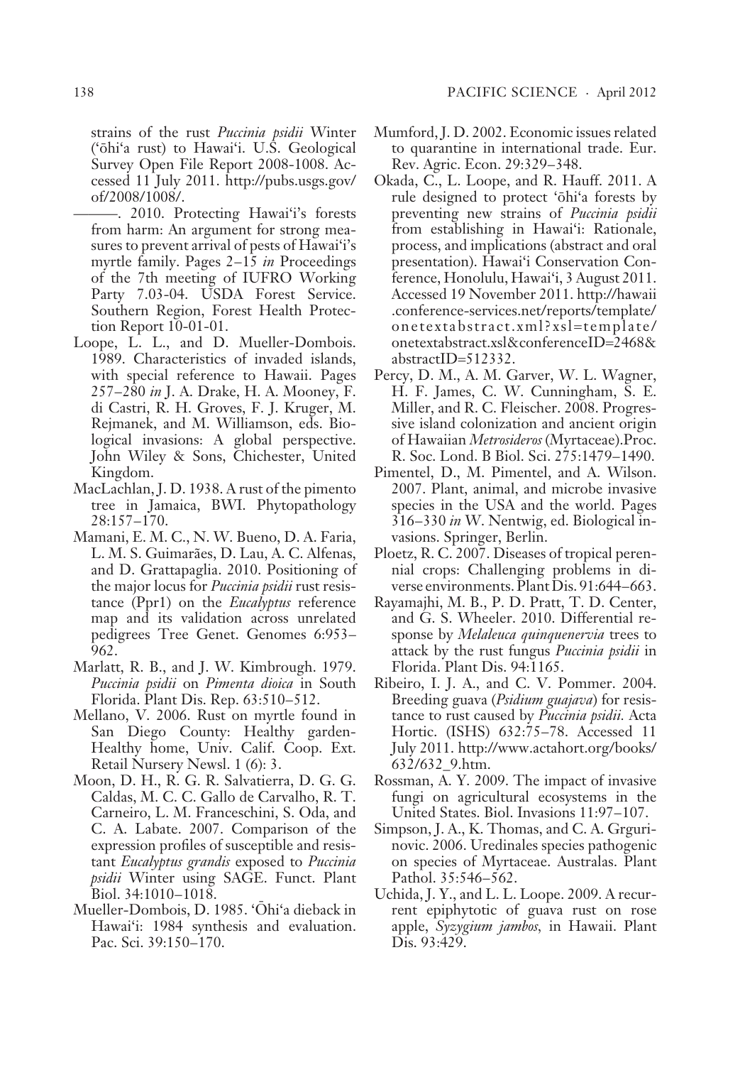strains of the rust *Puccinia psidii* Winter ('ōhi'a rust) to Hawai'i. U.S. Geological Survey Open File Report 2008-1008. Accessed 11 July 2011. http://pubs.usgs.gov/of/2008/1008/.

———. 2010. Protecting Hawai'i's forests from harm: An argument for strong measures to prevent arrival of pests of Hawai'i's myrtle family. Pages 2–15 *in* Proceedings of the 7th meeting of IUFRO Working Party 7.03-04. USDA Forest Service. Southern Region, Forest Health Protection Report 10-01-01.

Loope, L. L., and D. Mueller-Dombois. 1989. Characteristics of invaded islands, with special reference to Hawaii. Pages 257–280 *in* J. A. Drake, H. A. Mooney, F. di Castri, R. H. Groves, F. J. Kruger, M. Rejmanek, and M. Williamson, eds. Biological invasions: A global perspective. John Wiley & Sons, Chichester, United Kingdom.

MacLachlan, J. D. 1938. A rust of the pimento tree in Jamaica, BWI. Phytopathology 28:157–170.

Mamani, E. M. C., N. W. Bueno, D. A. Faria, L. M. S. Guimarães, D. Lau, A. C. Alfenas, and D. Grattapaglia. 2010. Positioning of the major locus for *Puccinia psidii* rust resistance (Ppr1) on the *Eucalyptus* reference map and its validation across unrelated pedigrees Tree Genet. Genomes 6:953–962.

Marlatt, R. B., and J. W. Kimbrough. 1979. *Puccinia psidii* on *Pimenta dioica* in South Florida. Plant Dis. Rep. 63:510–512.

Mellano, V. 2006. Rust on myrtle found in San Diego County: Healthy garden-Healthy home, Univ. Calif. Coop. Ext. Retail Nursery Newsl. 1 (6): 3.

Moon, D. H., R. G. R. Salvatierra, D. G. G. Caldas, M. C. C. Gallo de Carvalho, R. T. Carneiro, L. M. Franceschini, S. Oda, and C. A. Labate. 2007. Comparison of the expression profiles of susceptible and resistant *Eucalyptus grandis* exposed to *Puccinia psidii* Winter using SAGE. Funct. Plant Biol. 34:1010–1018.

Mueller-Dombois, D. 1985. 'Ōhi'a dieback in Hawai'i: 1984 synthesis and evaluation. Pac. Sci. 39:150–170.

Mumford, J. D. 2002. Economic issues related to quarantine in international trade. Eur. Rev. Agric. Econ. 29:329–348.

Okada, C., L. Loope, and R. Hauff. 2011. A rule designed to protect 'ōhi'a forests by preventing new strains of *Puccinia psidii* from establishing in Hawai'i: Rationale, process, and implications (abstract and oral presentation). Hawai'i Conservation Conference, Honolulu, Hawai'i, 3 August 2011. Accessed 19 November 2011. http://hawaii.conference-services.net/reports/template/onetextabstract.xml?xsl=template/onetextabstract.xsl&conferenceID=2468&abstractID=512332.

Percy, D. M., A. M. Garver, W. L. Wagner, H. F. James, C. W. Cunningham, S. E. Miller, and R. C. Fleischer. 2008. Progressive island colonization and ancient origin of Hawaiian *Metrosideros* (Myrtaceae).Proc. R. Soc. Lond. B Biol. Sci. 275:1479–1490.

Pimentel, D., M. Pimentel, and A. Wilson. 2007. Plant, animal, and microbe invasive species in the USA and the world. Pages 316–330 *in* W. Nentwig, ed. Biological invasions. Springer, Berlin.

Ploetz, R. C. 2007. Diseases of tropical perennial crops: Challenging problems in diverse environments. Plant Dis. 91:644–663.

Rayamajhi, M. B., P. D. Pratt, T. D. Center, and G. S. Wheeler. 2010. Differential response by *Melaleuca quinquenervia* trees to attack by the rust fungus *Puccinia psidii* in Florida. Plant Dis. 94:1165.

Ribeiro, I. J. A., and C. V. Pommer. 2004. Breeding guava (*Psidium guajava*) for resistance to rust caused by *Puccinia psidii.* Acta Hortic. (ISHS) 632:75–78. Accessed 11 July 2011. http://www.actahort.org/books/632/632_9.htm.

Rossman, A. Y. 2009. The impact of invasive fungi on agricultural ecosystems in the United States. Biol. Invasions 11:97–107.

Simpson, J. A., K. Thomas, and C. A. Grgurinovic. 2006. Uredinales species pathogenic on species of Myrtaceae. Australas. Plant Pathol. 35:546–562.

Uchida, J. Y., and L. L. Loope. 2009. A recurrent epiphytotic of guava rust on rose apple, *Syzygium jambos*, in Hawaii. Plant Dis. 93:429.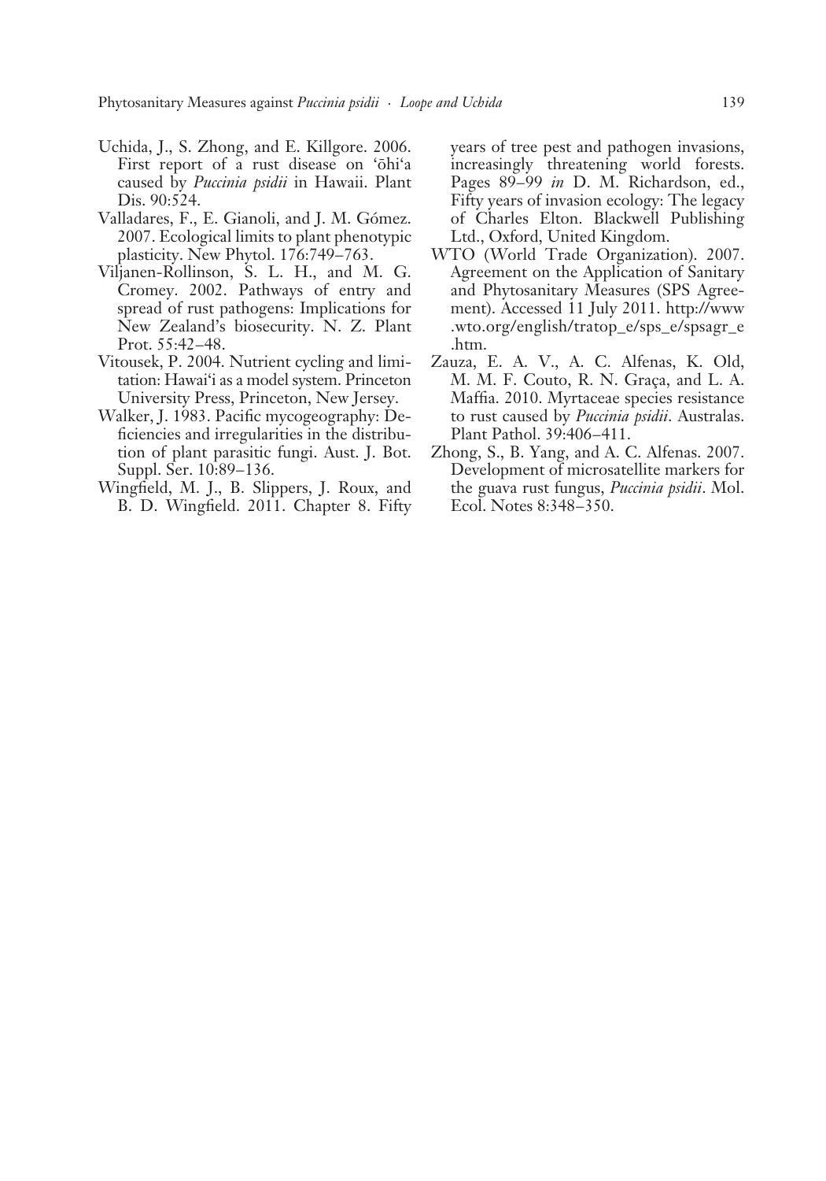Uchida, J., S. Zhong, and E. Killgore. 2006. First report of a rust disease on ʻōhiʻa caused by *Puccinia psidii* in Hawaii. Plant Dis. 90:524.

Valladares, F., E. Gianoli, and J. M. Gómez. 2007. Ecological limits to plant phenotypic plasticity. New Phytol. 176:749–763.

Viljanen-Rollinson, S. L. H., and M. G. Cromey. 2002. Pathways of entry and spread of rust pathogens: Implications for New Zealand's biosecurity. N. Z. Plant Prot. 55:42–48.

Vitousek, P. 2004. Nutrient cycling and limitation: Hawaiʻi as a model system. Princeton University Press, Princeton, New Jersey.

Walker, J. 1983. Pacific mycogeography: Deficiencies and irregularities in the distribution of plant parasitic fungi. Aust. J. Bot. Suppl. Ser. 10:89–136.

Wingfield, M. J., B. Slippers, J. Roux, and B. D. Wingfield. 2011. Chapter 8. Fifty years of tree pest and pathogen invasions, increasingly threatening world forests. Pages 89–99 *in* D. M. Richardson, ed., Fifty years of invasion ecology: The legacy of Charles Elton. Blackwell Publishing Ltd., Oxford, United Kingdom.

WTO (World Trade Organization). 2007. Agreement on the Application of Sanitary and Phytosanitary Measures (SPS Agreement). Accessed 11 July 2011. http://www.wto.org/english/tratop_e/sps_e/spsagr_e.htm.

Zauza, E. A. V., A. C. Alfenas, K. Old, M. M. F. Couto, R. N. Graça, and L. A. Maffia. 2010. Myrtaceae species resistance to rust caused by *Puccinia psidii*. Australas. Plant Pathol. 39:406–411.

Zhong, S., B. Yang, and A. C. Alfenas. 2007. Development of microsatellite markers for the guava rust fungus, *Puccinia psidii*. Mol. Ecol. Notes 8:348–350.